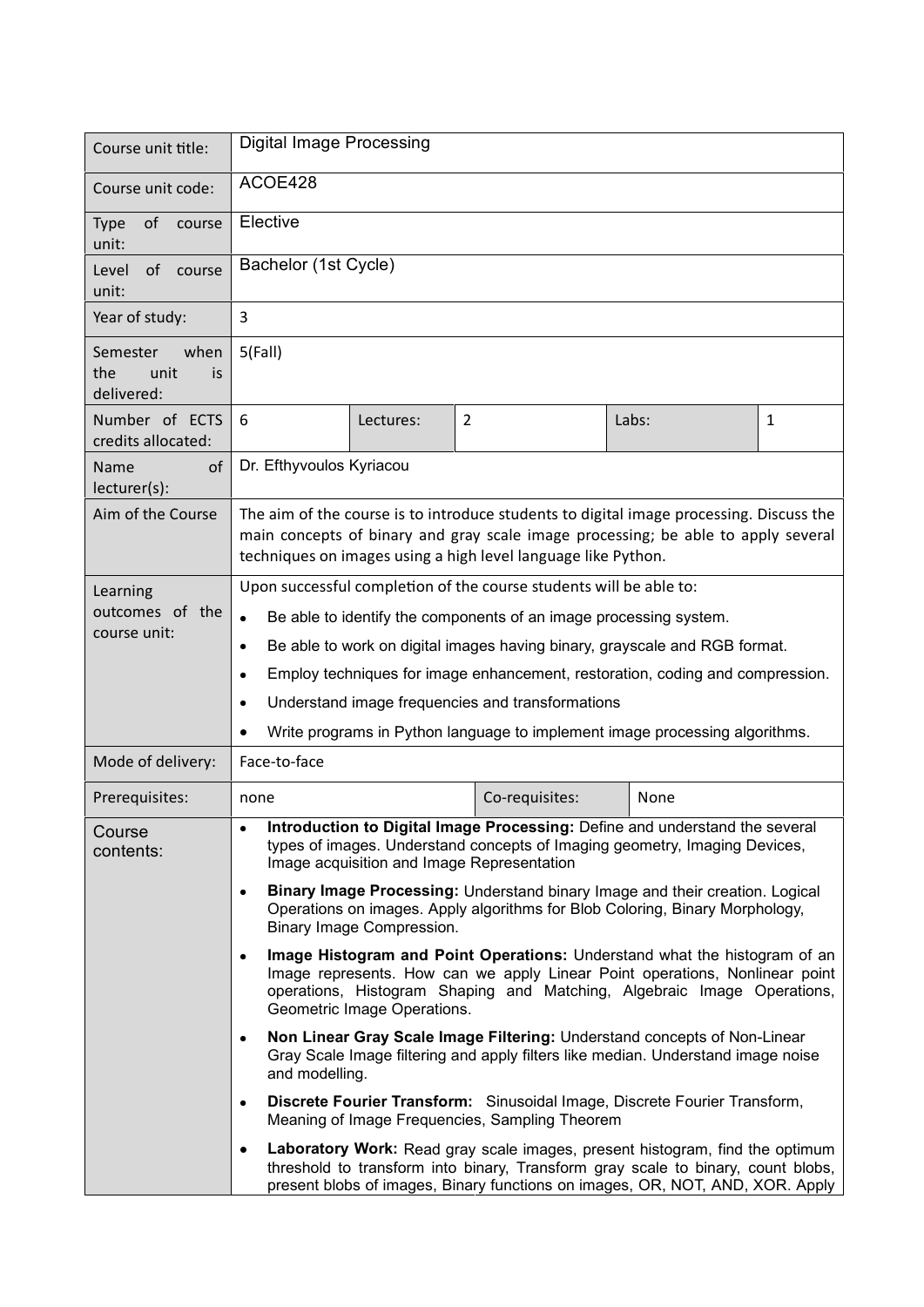| Course unit title: | Digital Image Processing | | | | |
|---|---|---|---|---|---|
| Course unit code: | ACOE428 | | | | |
| Type of course unit: | Elective | | | | |
| Level of course unit: | Bachelor (1st Cycle) | | | | |
| Year of study: | 3 | | | | |
| Semester when the unit is delivered: | 5(Fall) | | | | |
| Number of ECTS credits allocated: | 6 | Lectures: | 2 | Labs: | 1 |
| Name of lecturer(s): | Dr. Efthyvoulos Kyriacou | | | | |
| Aim of the Course | The aim of the course is to introduce students to digital image processing. Discuss the main concepts of binary and gray scale image processing; be able to apply several techniques on images using a high level language like Python. | | | | |
| Learning outcomes of the course unit: | Upon successful completion of the course students will be able to:<br>• Be able to identify the components of an image processing system.<br>• Be able to work on digital images having binary, grayscale and RGB format.<br>• Employ techniques for image enhancement, restoration, coding and compression.<br>• Understand image frequencies and transformations<br>• Write programs in Python language to implement image processing algorithms. | | | | |
| Mode of delivery: | Face-to-face | | | | |
| Prerequisites: | none | | Co-requisites: | None | |
| Course contents: | • **Introduction to Digital Image Processing:** Define and understand the several types of images. Understand concepts of Imaging geometry, Imaging Devices, Image acquisition and Image Representation<br>• **Binary Image Processing:** Understand binary Image and their creation. Logical Operations on images. Apply algorithms for Blob Coloring, Binary Morphology, Binary Image Compression.<br>• **Image Histogram and Point Operations:** Understand what the histogram of an Image represents. How can we apply Linear Point operations, Nonlinear point operations, Histogram Shaping and Matching, Algebraic Image Operations, Geometric Image Operations.<br>• **Non Linear Gray Scale Image Filtering:** Understand concepts of Non-Linear Gray Scale Image filtering and apply filters like median. Understand image noise and modelling.<br>• **Discrete Fourier Transform:** Sinusoidal Image, Discrete Fourier Transform, Meaning of Image Frequencies, Sampling Theorem<br>• **Laboratory Work:** Read gray scale images, present histogram, find the optimum threshold to transform into binary, Transform gray scale to binary, count blobs, present blobs of images, Binary functions on images, OR, NOT, AND, XOR. Apply | | | | |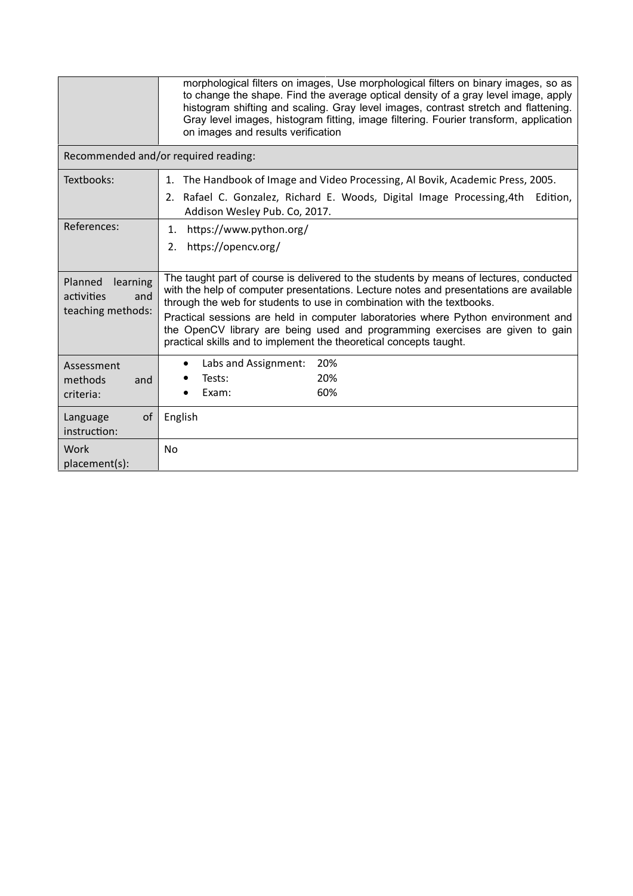| | |
|---|---|
| | morphological filters on images, Use morphological filters on binary images, so as to change the shape. Find the average optical density of a gray level image, apply histogram shifting and scaling. Gray level images, contrast stretch and flattening. Gray level images, histogram fitting, image filtering. Fourier transform, application on images and results verification |
| Recommended and/or required reading: | |
| Textbooks: | 1. The Handbook of Image and Video Processing, Al Bovik, Academic Press, 2005.<br>2. Rafael C. Gonzalez, Richard E. Woods, Digital Image Processing,4th Edition, Addison Wesley Pub. Co, 2017. |
| References: | 1. https://www.python.org/<br>2. https://opencv.org/ |
| Planned learning activities and teaching methods: | The taught part of course is delivered to the students by means of lectures, conducted with the help of computer presentations. Lecture notes and presentations are available through the web for students to use in combination with the textbooks.<br>Practical sessions are held in computer laboratories where Python environment and the OpenCV library are being used and programming exercises are given to gain practical skills and to implement the theoretical concepts taught. |
| Assessment methods and criteria: | • Labs and Assignment: 20%<br>• Tests: 20%<br>• Exam: 60% |
| Language of instruction: | English |
| Work placement(s): | No |